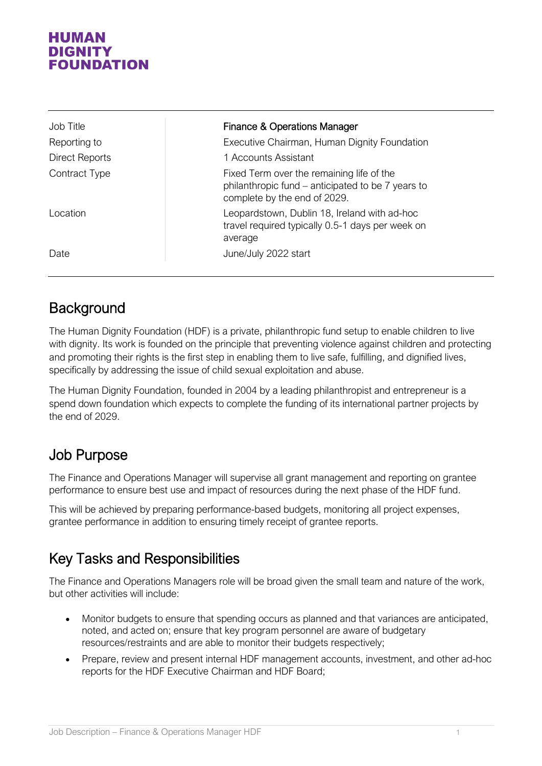# HUMAN DIGNITY FOUNDATION

| | |
|---|---|
| Job Title | **Finance & Operations Manager** |
| Reporting to | Executive Chairman, Human Dignity Foundation |
| Direct Reports | 1 Accounts Assistant |
| Contract Type | Fixed Term over the remaining life of the philanthropic fund – anticipated to be 7 years to complete by the end of 2029. |
| Location | Leopardstown, Dublin 18, Ireland with ad-hoc travel required typically 0.5-1 days per week on average |
| Date | June/July 2022 start |

## Background

The Human Dignity Foundation (HDF) is a private, philanthropic fund setup to enable children to live with dignity. Its work is founded on the principle that preventing violence against children and protecting and promoting their rights is the first step in enabling them to live safe, fulfilling, and dignified lives, specifically by addressing the issue of child sexual exploitation and abuse.

The Human Dignity Foundation, founded in 2004 by a leading philanthropist and entrepreneur is a spend down foundation which expects to complete the funding of its international partner projects by the end of 2029.

## Job Purpose

The Finance and Operations Manager will supervise all grant management and reporting on grantee performance to ensure best use and impact of resources during the next phase of the HDF fund.

This will be achieved by preparing performance-based budgets, monitoring all project expenses, grantee performance in addition to ensuring timely receipt of grantee reports.

## Key Tasks and Responsibilities

The Finance and Operations Managers role will be broad given the small team and nature of the work, but other activities will include:

- Monitor budgets to ensure that spending occurs as planned and that variances are anticipated, noted, and acted on; ensure that key program personnel are aware of budgetary resources/restraints and are able to monitor their budgets respectively;
- Prepare, review and present internal HDF management accounts, investment, and other ad-hoc reports for the HDF Executive Chairman and HDF Board;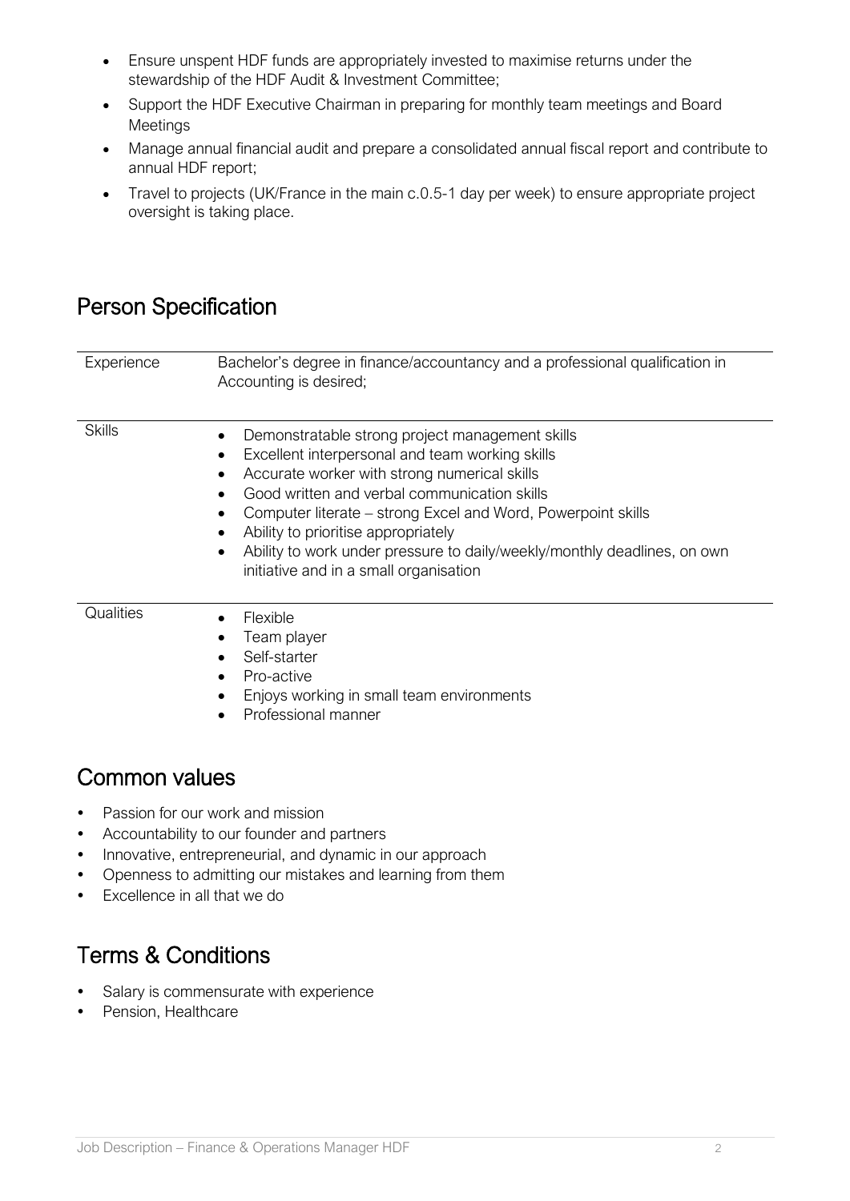- Ensure unspent HDF funds are appropriately invested to maximise returns under the stewardship of the HDF Audit & Investment Committee;
- Support the HDF Executive Chairman in preparing for monthly team meetings and Board Meetings
- Manage annual financial audit and prepare a consolidated annual fiscal report and contribute to annual HDF report;
- Travel to projects (UK/France in the main c.0.5-1 day per week) to ensure appropriate project oversight is taking place.

## Person Specification

| | |
|---|---|
| Experience | Bachelor's degree in finance/accountancy and a professional qualification in Accounting is desired; |
| Skills | • Demonstratable strong project management skills<br>• Excellent interpersonal and team working skills<br>• Accurate worker with strong numerical skills<br>• Good written and verbal communication skills<br>• Computer literate – strong Excel and Word, Powerpoint skills<br>• Ability to prioritise appropriately<br>• Ability to work under pressure to daily/weekly/monthly deadlines, on own initiative and in a small organisation |
| Qualities | • Flexible<br>• Team player<br>• Self-starter<br>• Pro-active<br>• Enjoys working in small team environments<br>• Professional manner |

## Common values

- Passion for our work and mission
- Accountability to our founder and partners
- Innovative, entrepreneurial, and dynamic in our approach
- Openness to admitting our mistakes and learning from them
- Excellence in all that we do

## Terms & Conditions

- Salary is commensurate with experience
- Pension, Healthcare